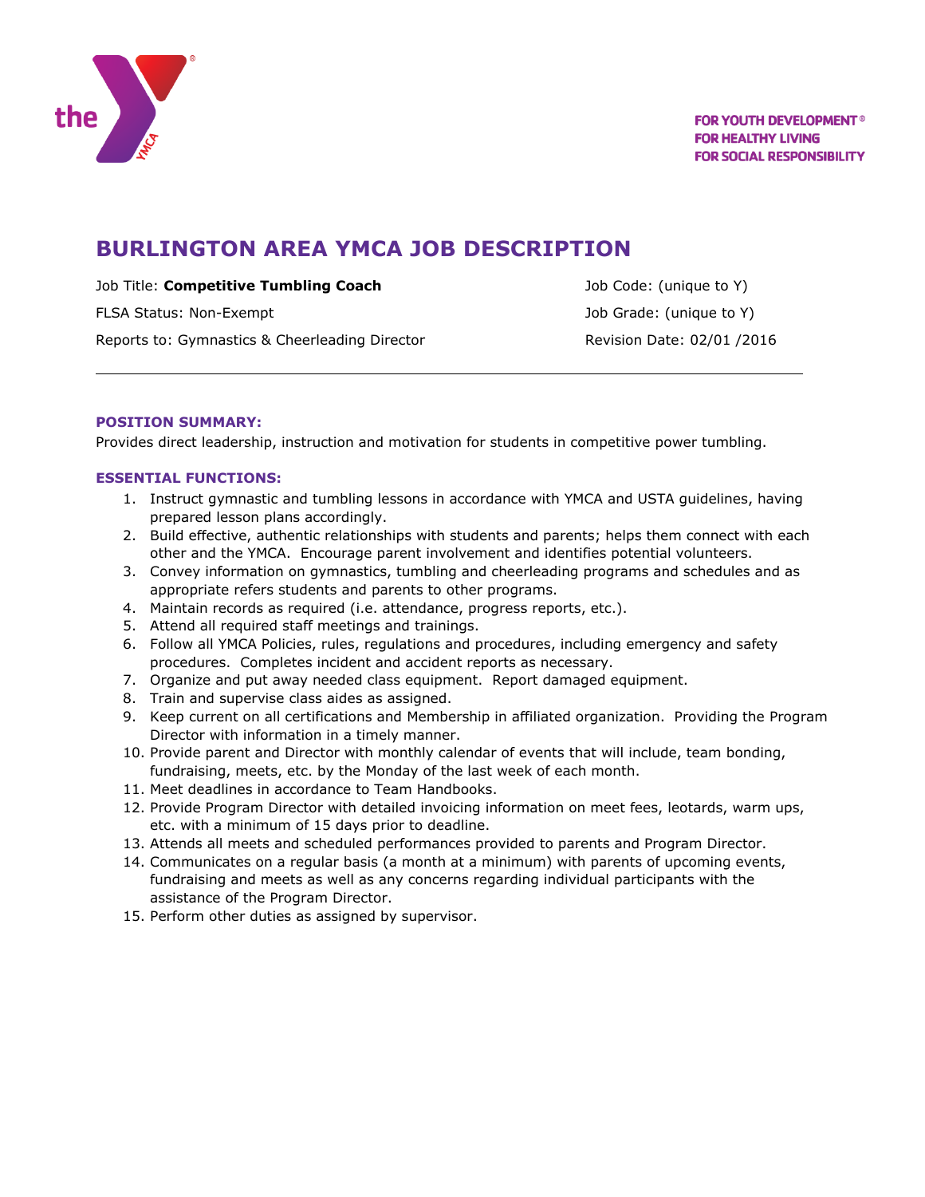FOR YOUTH DEVELOPMENT®
FOR HEALTHY LIVING
FOR SOCIAL RESPONSIBILITY

# BURLINGTON AREA YMCA JOB DESCRIPTION

Job Title: **Competitive Tumbling Coach**

FLSA Status: Non-Exempt

Reports to: Gymnastics & Cheerleading Director

Job Code: (unique to Y)

Job Grade: (unique to Y)

Revision Date: 02/01 /2016

---

### POSITION SUMMARY:

Provides direct leadership, instruction and motivation for students in competitive power tumbling.

### ESSENTIAL FUNCTIONS:

1. Instruct gymnastic and tumbling lessons in accordance with YMCA and USTA guidelines, having prepared lesson plans accordingly.
2. Build effective, authentic relationships with students and parents; helps them connect with each other and the YMCA. Encourage parent involvement and identifies potential volunteers.
3. Convey information on gymnastics, tumbling and cheerleading programs and schedules and as appropriate refers students and parents to other programs.
4. Maintain records as required (i.e. attendance, progress reports, etc.).
5. Attend all required staff meetings and trainings.
6. Follow all YMCA Policies, rules, regulations and procedures, including emergency and safety procedures. Completes incident and accident reports as necessary.
7. Organize and put away needed class equipment. Report damaged equipment.
8. Train and supervise class aides as assigned.
9. Keep current on all certifications and Membership in affiliated organization. Providing the Program Director with information in a timely manner.
10. Provide parent and Director with monthly calendar of events that will include, team bonding, fundraising, meets, etc. by the Monday of the last week of each month.
11. Meet deadlines in accordance to Team Handbooks.
12. Provide Program Director with detailed invoicing information on meet fees, leotards, warm ups, etc. with a minimum of 15 days prior to deadline.
13. Attends all meets and scheduled performances provided to parents and Program Director.
14. Communicates on a regular basis (a month at a minimum) with parents of upcoming events, fundraising and meets as well as any concerns regarding individual participants with the assistance of the Program Director.
15. Perform other duties as assigned by supervisor.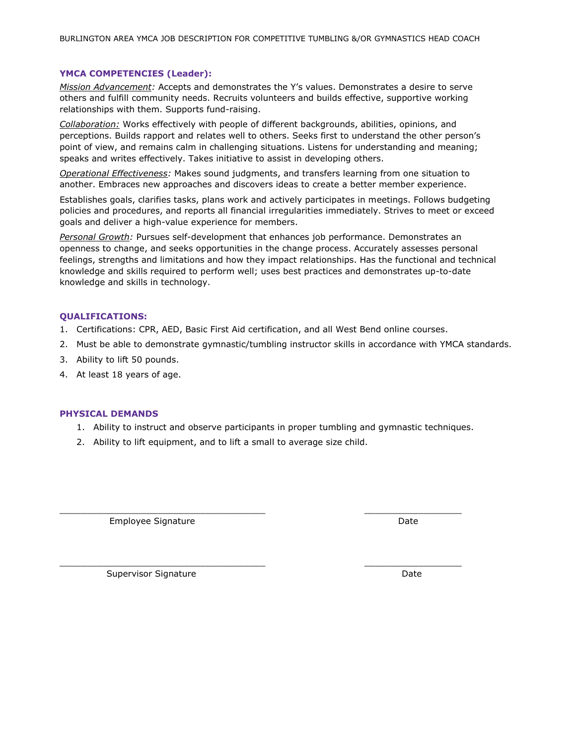### YMCA COMPETENCIES (Leader):

*Mission Advancement:* Accepts and demonstrates the Y's values. Demonstrates a desire to serve others and fulfill community needs. Recruits volunteers and builds effective, supportive working relationships with them. Supports fund-raising.

*Collaboration:* Works effectively with people of different backgrounds, abilities, opinions, and perceptions. Builds rapport and relates well to others. Seeks first to understand the other person's point of view, and remains calm in challenging situations. Listens for understanding and meaning; speaks and writes effectively. Takes initiative to assist in developing others.

*Operational Effectiveness:* Makes sound judgments, and transfers learning from one situation to another. Embraces new approaches and discovers ideas to create a better member experience.

Establishes goals, clarifies tasks, plans work and actively participates in meetings. Follows budgeting policies and procedures, and reports all financial irregularities immediately. Strives to meet or exceed goals and deliver a high-value experience for members.

*Personal Growth:* Pursues self-development that enhances job performance. Demonstrates an openness to change, and seeks opportunities in the change process. Accurately assesses personal feelings, strengths and limitations and how they impact relationships. Has the functional and technical knowledge and skills required to perform well; uses best practices and demonstrates up-to-date knowledge and skills in technology.

### QUALIFICATIONS:

1. Certifications: CPR, AED, Basic First Aid certification, and all West Bend online courses.
2. Must be able to demonstrate gymnastic/tumbling instructor skills in accordance with YMCA standards.
3. Ability to lift 50 pounds.
4. At least 18 years of age.

### PHYSICAL DEMANDS

1. Ability to instruct and observe participants in proper tumbling and gymnastic techniques.
2. Ability to lift equipment, and to lift a small to average size child.

_______________________________________ ____________________
Employee Signature Date

_______________________________________ ____________________
Supervisor Signature Date